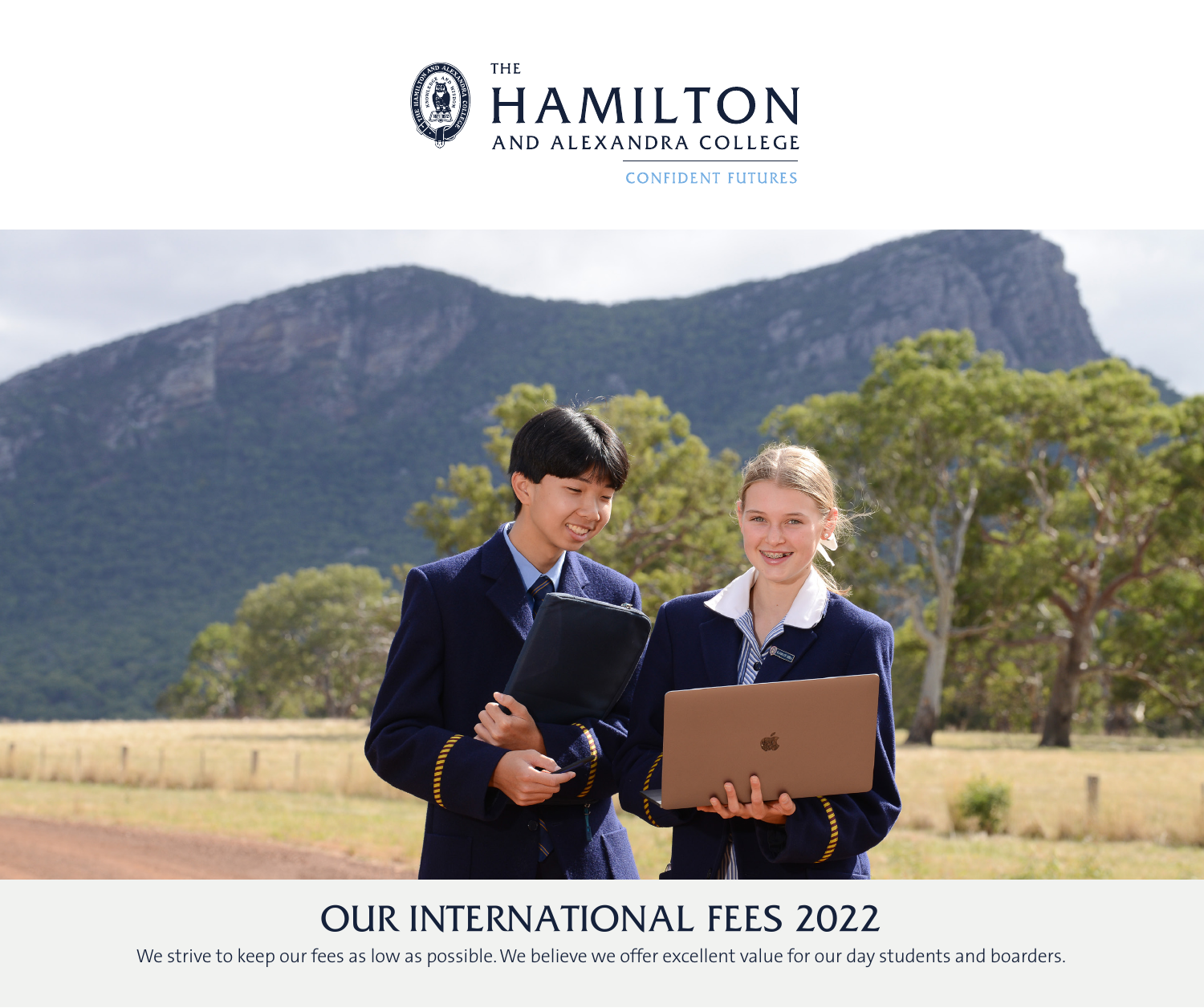THE HAMILTON AND ALEXANDRA COLLEGE

CONFIDENT FUTURES

# OUR INTERNATIONAL FEES 2022

We strive to keep our fees as low as possible. We believe we offer excellent value for our day students and boarders.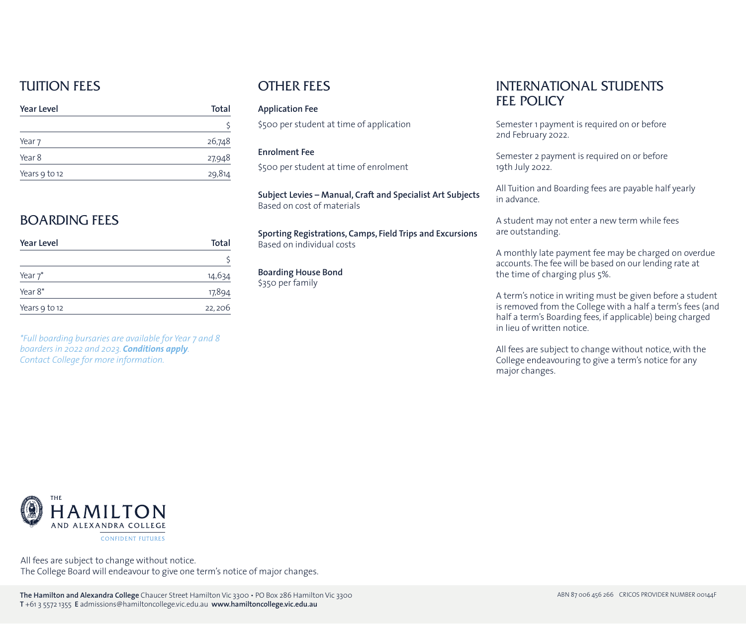## TUITION FEES

| Year Level | Total |
|---|---|
| | $ |
| Year 7 | 26,748 |
| Year 8 | 27,948 |
| Years 9 to 12 | 29,814 |

## BOARDING FEES

| Year Level | Total |
|---|---|
| | $ |
| Year 7* | 14,634 |
| Year 8* | 17,894 |
| Years 9 to 12 | 22, 206 |

*\*Full boarding bursaries are available for Year 7 and 8 boarders in 2022 and 2023. **Conditions apply**. Contact College for more information.*

## OTHER FEES

**Application Fee**

$500 per student at time of application

**Enrolment Fee**

$500 per student at time of enrolment

**Subject Levies – Manual, Craft and Specialist Art Subjects**
Based on cost of materials

**Sporting Registrations, Camps, Field Trips and Excursions**
Based on individual costs

**Boarding House Bond**
$350 per family

## INTERNATIONAL STUDENTS FEE POLICY

Semester 1 payment is required on or before 2nd February 2022.

Semester 2 payment is required on or before 19th July 2022.

All Tuition and Boarding fees are payable half yearly in advance.

A student may not enter a new term while fees are outstanding.

A monthly late payment fee may be charged on overdue accounts. The fee will be based on our lending rate at the time of charging plus 5%.

A term's notice in writing must be given before a student is removed from the College with a half a term's fees (and half a term's Boarding fees, if applicable) being charged in lieu of written notice.

All fees are subject to change without notice, with the College endeavouring to give a term's notice for any major changes.

THE HAMILTON AND ALEXANDRA COLLEGE
CONFIDENT FUTURES

All fees are subject to change without notice.
The College Board will endeavour to give one term's notice of major changes.

**The Hamilton and Alexandra College** Chaucer Street Hamilton Vic 3300 • PO Box 286 Hamilton Vic 3300
**T** +61 3 5572 1355 **E** admissions@hamiltoncollege.vic.edu.au **www.hamiltoncollege.vic.edu.au**

ABN 87 006 456 266 CRICOS PROVIDER NUMBER 00144F